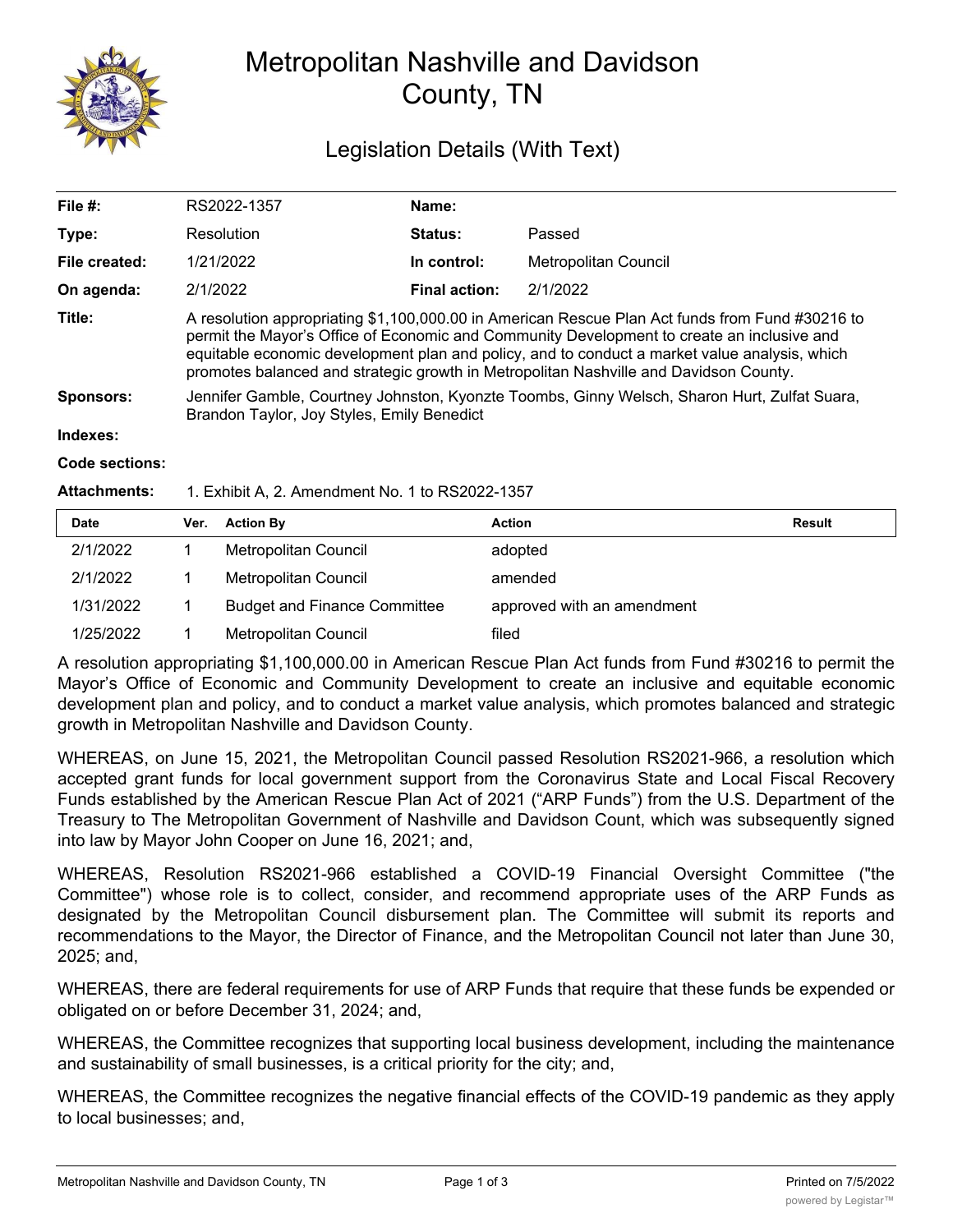# Metropolitan Nashville and Davidson County, TN

## Legislation Details (With Text)

| | | | |
|---|---|---|---|
| **File #:** | RS2022-1357 | **Name:** | |
| **Type:** | Resolution | **Status:** | Passed |
| **File created:** | 1/21/2022 | **In control:** | Metropolitan Council |
| **On agenda:** | 2/1/2022 | **Final action:** | 2/1/2022 |

**Title:** A resolution appropriating $1,100,000.00 in American Rescue Plan Act funds from Fund #30216 to permit the Mayor's Office of Economic and Community Development to create an inclusive and equitable economic development plan and policy, and to conduct a market value analysis, which promotes balanced and strategic growth in Metropolitan Nashville and Davidson County.

**Sponsors:** Jennifer Gamble, Courtney Johnston, Kyonzte Toombs, Ginny Welsch, Sharon Hurt, Zulfat Suara, Brandon Taylor, Joy Styles, Emily Benedict

**Indexes:**

**Code sections:**

**Attachments:** 1. Exhibit A, 2. Amendment No. 1 to RS2022-1357

| Date | Ver. | Action By | Action | Result |
|---|---|---|---|---|
| 2/1/2022 | 1 | Metropolitan Council | adopted | |
| 2/1/2022 | 1 | Metropolitan Council | amended | |
| 1/31/2022 | 1 | Budget and Finance Committee | approved with an amendment | |
| 1/25/2022 | 1 | Metropolitan Council | filed | |

A resolution appropriating $1,100,000.00 in American Rescue Plan Act funds from Fund #30216 to permit the Mayor's Office of Economic and Community Development to create an inclusive and equitable economic development plan and policy, and to conduct a market value analysis, which promotes balanced and strategic growth in Metropolitan Nashville and Davidson County.

WHEREAS, on June 15, 2021, the Metropolitan Council passed Resolution RS2021-966, a resolution which accepted grant funds for local government support from the Coronavirus State and Local Fiscal Recovery Funds established by the American Rescue Plan Act of 2021 ("ARP Funds") from the U.S. Department of the Treasury to The Metropolitan Government of Nashville and Davidson Count, which was subsequently signed into law by Mayor John Cooper on June 16, 2021; and,

WHEREAS, Resolution RS2021-966 established a COVID-19 Financial Oversight Committee ("the Committee") whose role is to collect, consider, and recommend appropriate uses of the ARP Funds as designated by the Metropolitan Council disbursement plan. The Committee will submit its reports and recommendations to the Mayor, the Director of Finance, and the Metropolitan Council not later than June 30, 2025; and,

WHEREAS, there are federal requirements for use of ARP Funds that require that these funds be expended or obligated on or before December 31, 2024; and,

WHEREAS, the Committee recognizes that supporting local business development, including the maintenance and sustainability of small businesses, is a critical priority for the city; and,

WHEREAS, the Committee recognizes the negative financial effects of the COVID-19 pandemic as they apply to local businesses; and,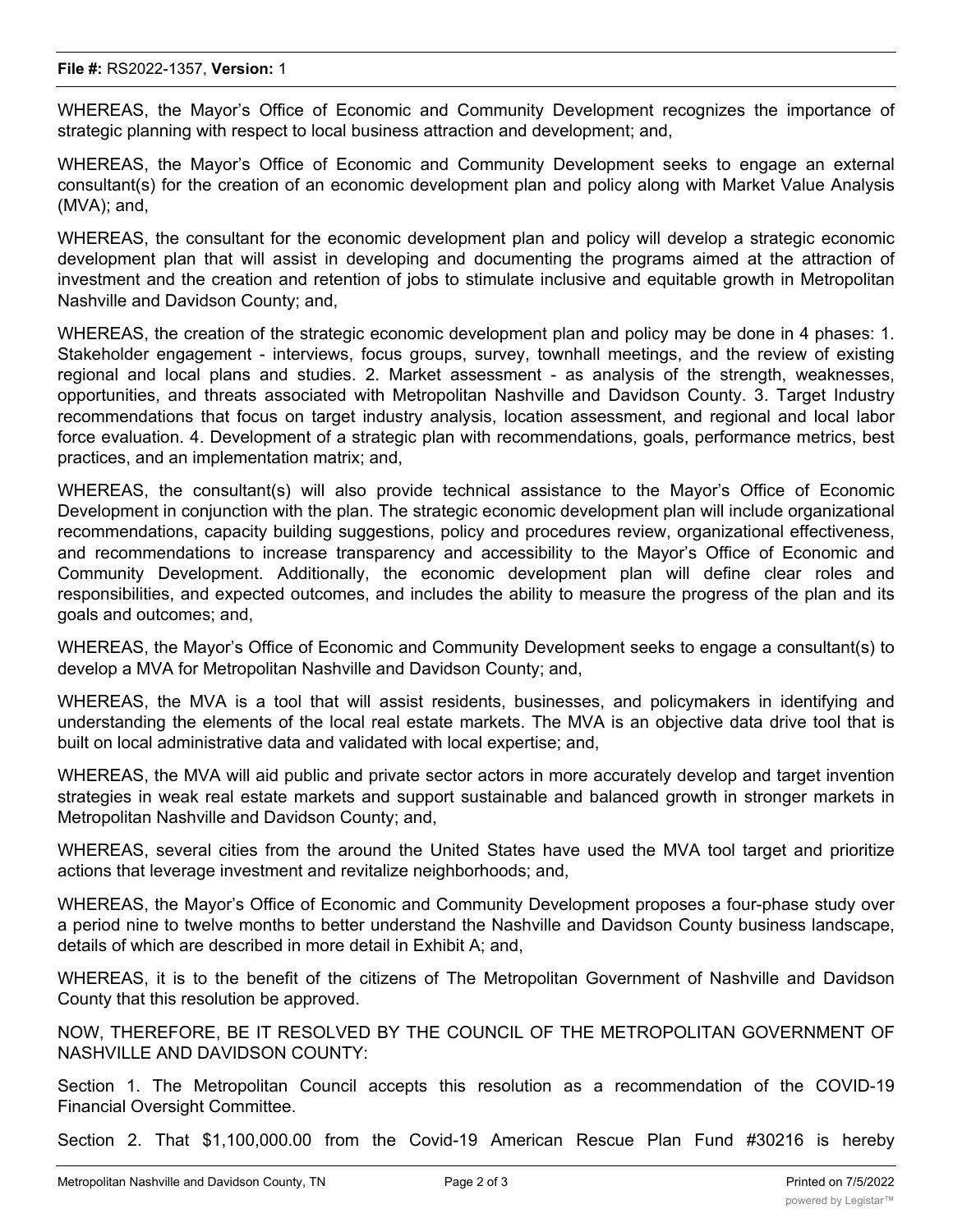WHEREAS, the Mayor's Office of Economic and Community Development recognizes the importance of strategic planning with respect to local business attraction and development; and,

WHEREAS, the Mayor's Office of Economic and Community Development seeks to engage an external consultant(s) for the creation of an economic development plan and policy along with Market Value Analysis (MVA); and,

WHEREAS, the consultant for the economic development plan and policy will develop a strategic economic development plan that will assist in developing and documenting the programs aimed at the attraction of investment and the creation and retention of jobs to stimulate inclusive and equitable growth in Metropolitan Nashville and Davidson County; and,

WHEREAS, the creation of the strategic economic development plan and policy may be done in 4 phases: 1. Stakeholder engagement - interviews, focus groups, survey, townhall meetings, and the review of existing regional and local plans and studies. 2. Market assessment - as analysis of the strength, weaknesses, opportunities, and threats associated with Metropolitan Nashville and Davidson County. 3. Target Industry recommendations that focus on target industry analysis, location assessment, and regional and local labor force evaluation. 4. Development of a strategic plan with recommendations, goals, performance metrics, best practices, and an implementation matrix; and,

WHEREAS, the consultant(s) will also provide technical assistance to the Mayor's Office of Economic Development in conjunction with the plan. The strategic economic development plan will include organizational recommendations, capacity building suggestions, policy and procedures review, organizational effectiveness, and recommendations to increase transparency and accessibility to the Mayor's Office of Economic and Community Development. Additionally, the economic development plan will define clear roles and responsibilities, and expected outcomes, and includes the ability to measure the progress of the plan and its goals and outcomes; and,

WHEREAS, the Mayor's Office of Economic and Community Development seeks to engage a consultant(s) to develop a MVA for Metropolitan Nashville and Davidson County; and,

WHEREAS, the MVA is a tool that will assist residents, businesses, and policymakers in identifying and understanding the elements of the local real estate markets. The MVA is an objective data drive tool that is built on local administrative data and validated with local expertise; and,

WHEREAS, the MVA will aid public and private sector actors in more accurately develop and target invention strategies in weak real estate markets and support sustainable and balanced growth in stronger markets in Metropolitan Nashville and Davidson County; and,

WHEREAS, several cities from the around the United States have used the MVA tool target and prioritize actions that leverage investment and revitalize neighborhoods; and,

WHEREAS, the Mayor's Office of Economic and Community Development proposes a four-phase study over a period nine to twelve months to better understand the Nashville and Davidson County business landscape, details of which are described in more detail in Exhibit A; and,

WHEREAS, it is to the benefit of the citizens of The Metropolitan Government of Nashville and Davidson County that this resolution be approved.

NOW, THEREFORE, BE IT RESOLVED BY THE COUNCIL OF THE METROPOLITAN GOVERNMENT OF NASHVILLE AND DAVIDSON COUNTY:

Section 1. The Metropolitan Council accepts this resolution as a recommendation of the COVID-19 Financial Oversight Committee.

Section 2. That $1,100,000.00 from the Covid-19 American Rescue Plan Fund #30216 is hereby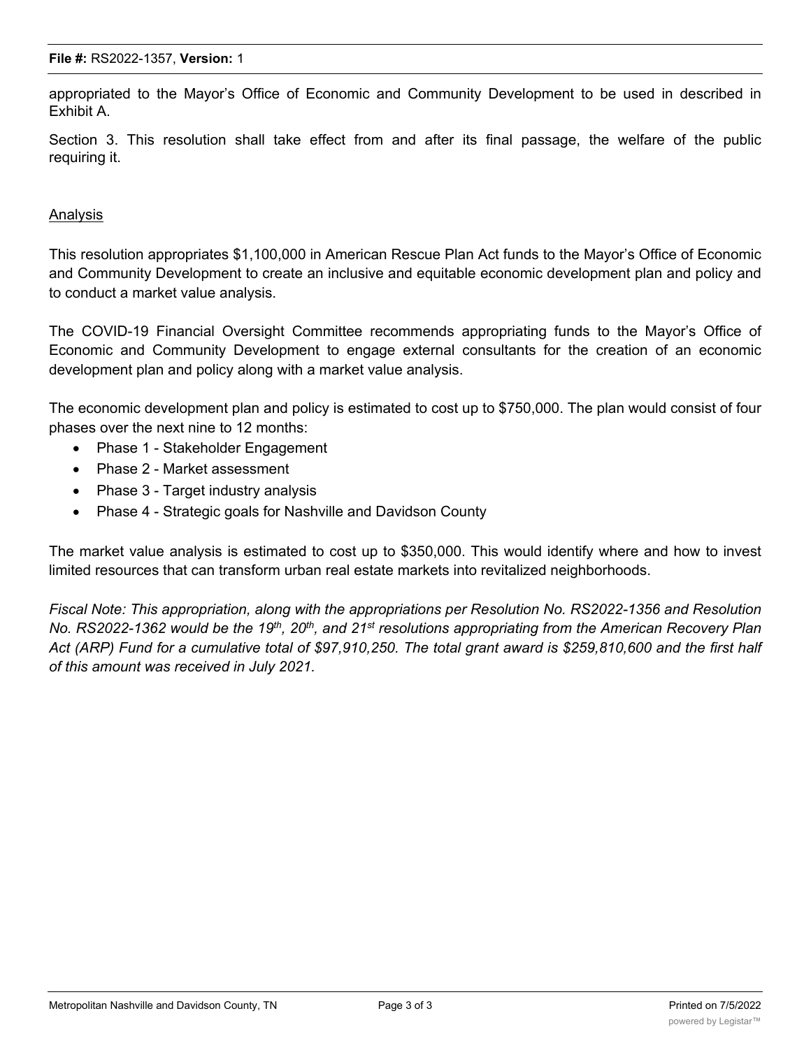appropriated to the Mayor's Office of Economic and Community Development to be used in described in Exhibit A.

Section 3. This resolution shall take effect from and after its final passage, the welfare of the public requiring it.

Analysis

This resolution appropriates $1,100,000 in American Rescue Plan Act funds to the Mayor's Office of Economic and Community Development to create an inclusive and equitable economic development plan and policy and to conduct a market value analysis.

The COVID-19 Financial Oversight Committee recommends appropriating funds to the Mayor's Office of Economic and Community Development to engage external consultants for the creation of an economic development plan and policy along with a market value analysis.

The economic development plan and policy is estimated to cost up to $750,000. The plan would consist of four phases over the next nine to 12 months:

- Phase 1 - Stakeholder Engagement
- Phase 2 - Market assessment
- Phase 3 - Target industry analysis
- Phase 4 - Strategic goals for Nashville and Davidson County

The market value analysis is estimated to cost up to $350,000. This would identify where and how to invest limited resources that can transform urban real estate markets into revitalized neighborhoods.

*Fiscal Note: This appropriation, along with the appropriations per Resolution No. RS2022-1356 and Resolution No. RS2022-1362 would be the 19th, 20th, and 21st resolutions appropriating from the American Recovery Plan Act (ARP) Fund for a cumulative total of $97,910,250. The total grant award is $259,810,600 and the first half of this amount was received in July 2021.*